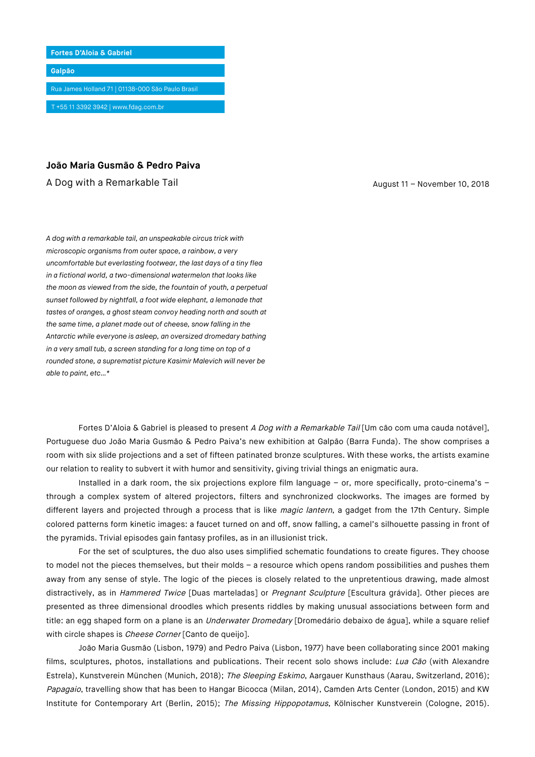**Fortes D'Aloia & Gabriel**

**Galpão**

Rua James Holland 71 | 01138-000 São Paulo Brasil

T +55 11 3392 3942 | www.fdag.com.br

## João Maria Gusmão & Pedro Paiva

A Dog with a Remarkable Tail

August 11 – November 10, 2018

*A dog with a remarkable tail, an unspeakable circus trick with microscopic organisms from outer space, a rainbow, a very uncomfortable but everlasting footwear, the last days of a tiny flea in a fictional world, a two-dimensional watermelon that looks like the moon as viewed from the side, the fountain of youth, a perpetual sunset followed by nightfall, a foot wide elephant, a lemonade that tastes of oranges, a ghost steam convoy heading north and south at the same time, a planet made out of cheese, snow falling in the Antarctic while everyone is asleep, an oversized dromedary bathing in a very small tub, a screen standing for a long time on top of a rounded stone, a suprematist picture Kasimir Malevich will never be able to paint, etc...\**

Fortes D'Aloia & Gabriel is pleased to present *A Dog with a Remarkable Tail* [Um cão com uma cauda notável], Portuguese duo João Maria Gusmão & Pedro Paiva's new exhibition at Galpão (Barra Funda). The show comprises a room with six slide projections and a set of fifteen patinated bronze sculptures. With these works, the artists examine our relation to reality to subvert it with humor and sensitivity, giving trivial things an enigmatic aura.

Installed in a dark room, the six projections explore film language – or, more specifically, proto-cinema's – through a complex system of altered projectors, filters and synchronized clockworks. The images are formed by different layers and projected through a process that is like *magic lantern*, a gadget from the 17th Century. Simple colored patterns form kinetic images: a faucet turned on and off, snow falling, a camel's silhouette passing in front of the pyramids. Trivial episodes gain fantasy profiles, as in an illusionist trick.

For the set of sculptures, the duo also uses simplified schematic foundations to create figures. They choose to model not the pieces themselves, but their molds – a resource which opens random possibilities and pushes them away from any sense of style. The logic of the pieces is closely related to the unpretentious drawing, made almost distractively, as in *Hammered Twice* [Duas marteladas] or *Pregnant Sculpture* [Escultura grávida]. Other pieces are presented as three dimensional droodles which presents riddles by making unusual associations between form and title: an egg shaped form on a plane is an *Underwater Dromedary* [Dromedário debaixo de água], while a square relief with circle shapes is *Cheese Corner* [Canto de queijo].

João Maria Gusmão (Lisbon, 1979) and Pedro Paiva (Lisbon, 1977) have been collaborating since 2001 making films, sculptures, photos, installations and publications. Their recent solo shows include: *Lua Cão* (with Alexandre Estrela), Kunstverein München (Munich, 2018); *The Sleeping Eskimo*, Aargauer Kunsthaus (Aarau, Switzerland, 2016); *Papagaio*, travelling show that has been to Hangar Bicocca (Milan, 2014), Camden Arts Center (London, 2015) and KW Institute for Contemporary Art (Berlin, 2015); *The Missing Hippopotamus*, Kölnischer Kunstverein (Cologne, 2015).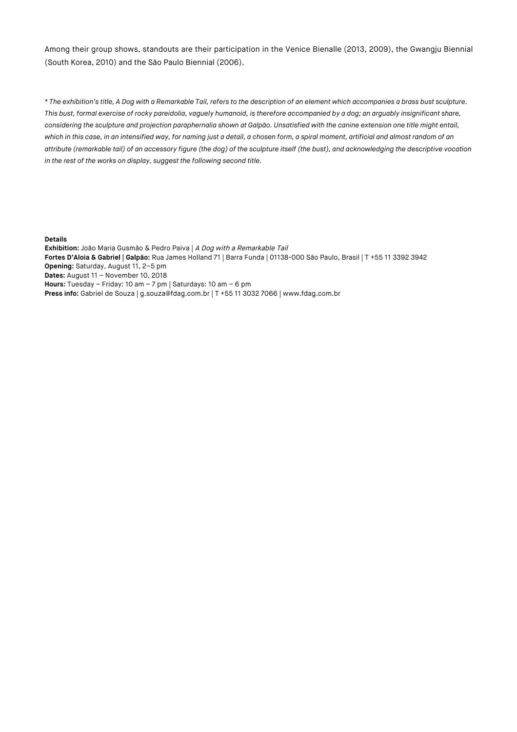Among their group shows, standouts are their participation in the Venice Bienalle (2013, 2009), the Gwangju Biennial (South Korea, 2010) and the São Paulo Biennial (2006).

*\* The exhibition's title, A Dog with a Remarkable Tail, refers to the description of an element which accompanies a brass bust sculpture. This bust, formal exercise of rocky pareidolia, vaguely humanoid, is therefore accompanied by a dog; an arguably insignificant share, considering the sculpture and projection paraphernalia shown at Galpão. Unsatisfied with the canine extension one title might entail, which in this case, in an intensified way, for naming just a detail, a chosen form, a spiral moment, artificial and almost random of an attribute (remarkable tail) of an accessory figure (the dog) of the sculpture itself (the bust), and acknowledging the descriptive vocation in the rest of the works on display, suggest the following second title.*

**Details**
**Exhibition:** João Maria Gusmão & Pedro Paiva | *A Dog with a Remarkable Tail*
**Fortes D'Aloia & Gabriel | Galpão:** Rua James Holland 71 | Barra Funda | 01138-000 São Paulo, Brasil | T +55 11 3392 3942
**Opening:** Saturday, August 11, 2–5 pm
**Dates:** August 11 – November 10, 2018
**Hours:** Tuesday – Friday: 10 am – 7 pm | Saturdays: 10 am – 6 pm
**Press info:** Gabriel de Souza | g.souza@fdag.com.br | T +55 11 3032 7066 | www.fdag.com.br